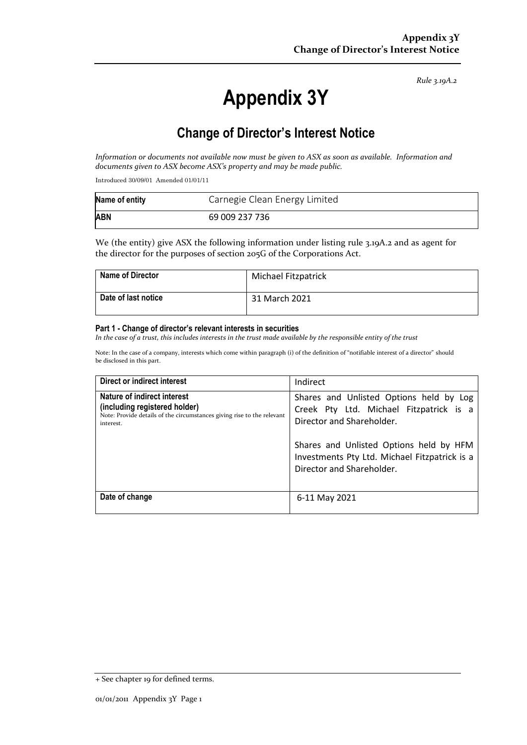*Rule 3.19A.2*

# Appendix 3Y

## Change of Director's Interest Notice

*Information or documents not available now must be given to ASX as soon as available. Information and documents given to ASX become ASX's property and may be made public.*

Introduced 30/09/01 Amended 01/01/11

| **Name of entity** | Carnegie Clean Energy Limited |
| --- | --- |
| **ABN** | 69 009 237 736 |

We (the entity) give ASX the following information under listing rule 3.19A.2 and as agent for the director for the purposes of section 205G of the Corporations Act.

| **Name of Director** | Michael Fitzpatrick |
| --- | --- |
| **Date of last notice** | 31 March 2021 |

#### Part 1 - Change of director's relevant interests in securities

*In the case of a trust, this includes interests in the trust made available by the responsible entity of the trust*

Note: In the case of a company, interests which come within paragraph (i) of the definition of "notifiable interest of a director" should be disclosed in this part.

| **Direct or indirect interest** | Indirect |
| --- | --- |
| **Nature of indirect interest (including registered holder)** Note: Provide details of the circumstances giving rise to the relevant interest. | Shares and Unlisted Options held by Log Creek Pty Ltd. Michael Fitzpatrick is a Director and Shareholder.<br><br>Shares and Unlisted Options held by HFM Investments Pty Ltd. Michael Fitzpatrick is a Director and Shareholder. |
| **Date of change** | 6-11 May 2021 |

+ See chapter 19 for defined terms.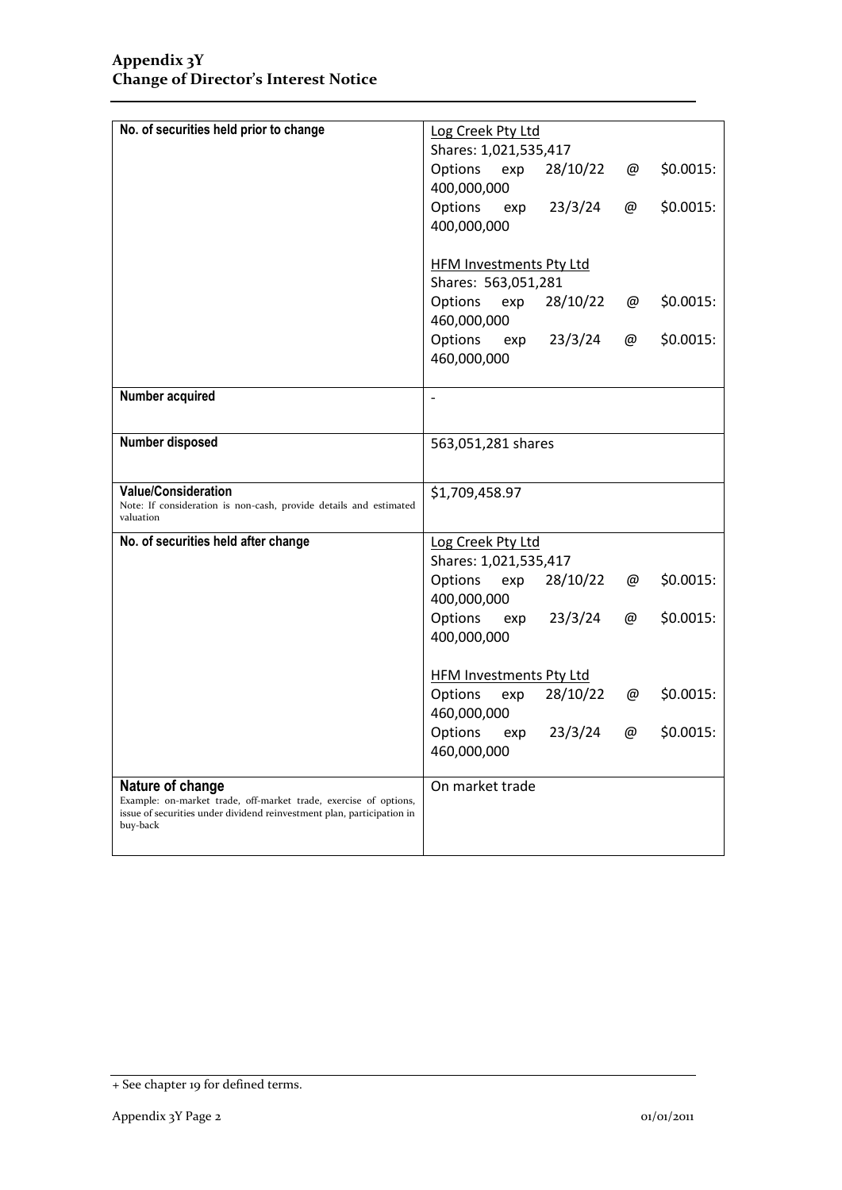## Appendix 3Y
## Change of Director's Interest Notice

| | |
|---|---|
| **No. of securities held prior to change** | Log Creek Pty Ltd<br>Shares: 1,021,535,417<br>Options exp 28/10/22 @ \$0.0015: 400,000,000<br>Options exp 23/3/24 @ \$0.0015: 400,000,000<br><br>HFM Investments Pty Ltd<br>Shares: 563,051,281<br>Options exp 28/10/22 @ \$0.0015: 460,000,000<br>Options exp 23/3/24 @ \$0.0015: 460,000,000 |
| **Number acquired** | - |
| **Number disposed** | 563,051,281 shares |
| **Value/Consideration**<br>Note: If consideration is non-cash, provide details and estimated valuation | \$1,709,458.97 |
| **No. of securities held after change** | Log Creek Pty Ltd<br>Shares: 1,021,535,417<br>Options exp 28/10/22 @ \$0.0015: 400,000,000<br>Options exp 23/3/24 @ \$0.0015: 400,000,000<br><br>HFM Investments Pty Ltd<br>Options exp 28/10/22 @ \$0.0015: 460,000,000<br>Options exp 23/3/24 @ \$0.0015: 460,000,000 |
| **Nature of change**<br>Example: on-market trade, off-market trade, exercise of options, issue of securities under dividend reinvestment plan, participation in buy-back | On market trade |

+ See chapter 19 for defined terms.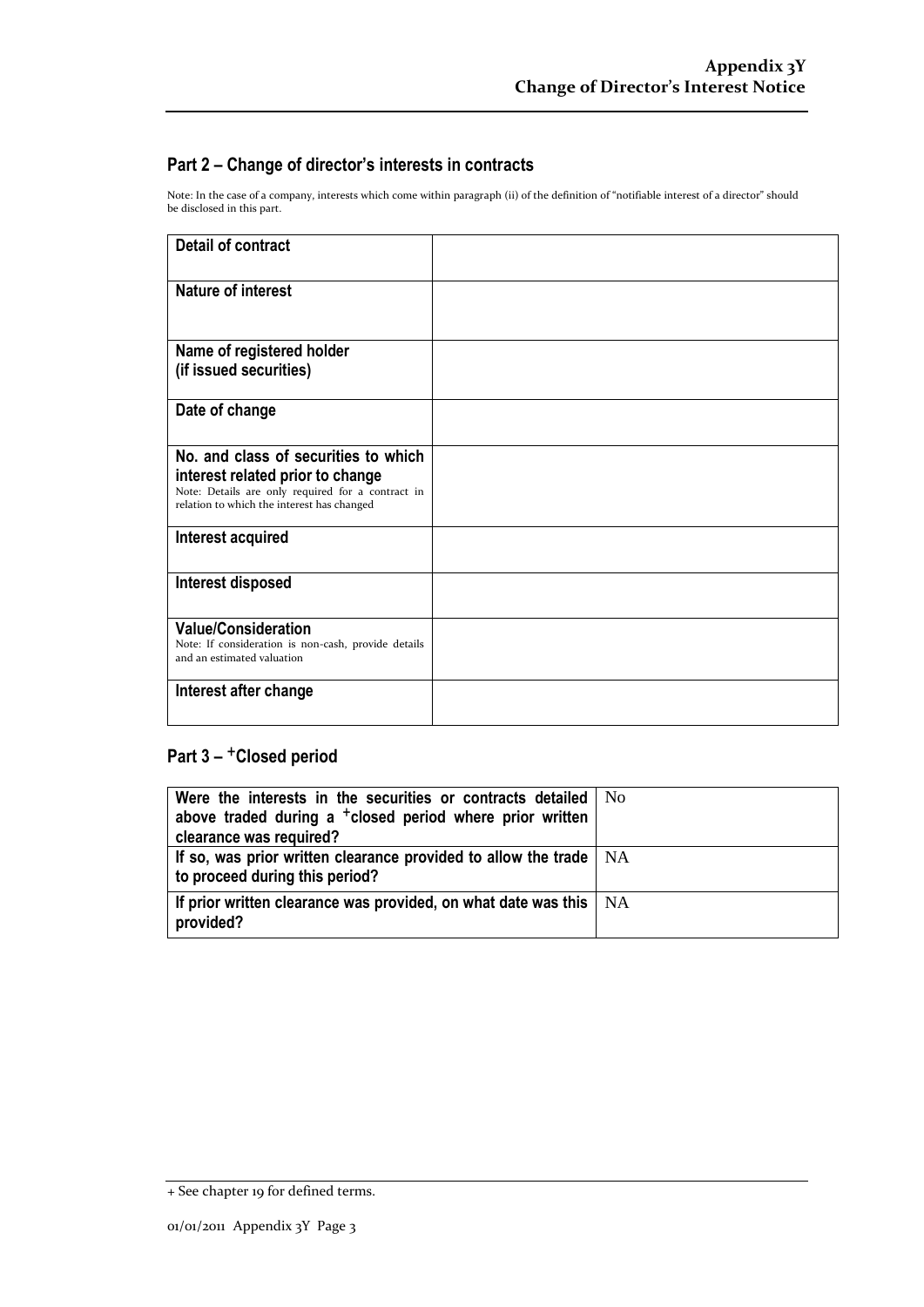## Part 2 – Change of director's interests in contracts

Note: In the case of a company, interests which come within paragraph (ii) of the definition of "notifiable interest of a director" should be disclosed in this part.

| | |
|---|---|
| **Detail of contract** | |
| **Nature of interest** | |
| **Name of registered holder (if issued securities)** | |
| **Date of change** | |
| **No. and class of securities to which interest related prior to change** Note: Details are only required for a contract in relation to which the interest has changed | |
| **Interest acquired** | |
| **Interest disposed** | |
| **Value/Consideration** Note: If consideration is non-cash, provide details and an estimated valuation | |
| **Interest after change** | |

## Part 3 – +Closed period

| | |
|---|---|
| **Were the interests in the securities or contracts detailed above traded during a +closed period where prior written clearance was required?** | No |
| **If so, was prior written clearance provided to allow the trade to proceed during this period?** | NA |
| **If prior written clearance was provided, on what date was this provided?** | NA |

+ See chapter 19 for defined terms.